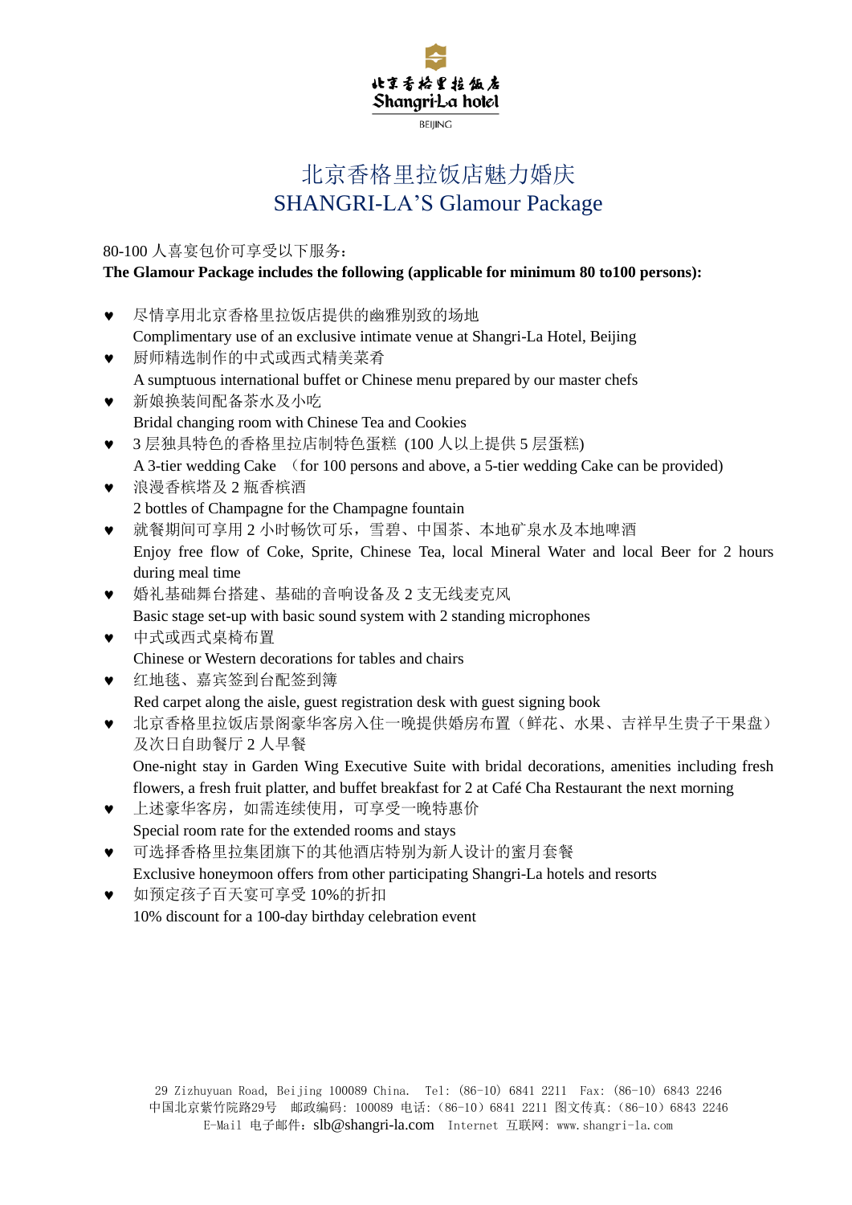北京香格里拉饭店
Shangri-La hotel
BEIJING

# 北京香格里拉饭店魅力婚庆
# SHANGRI-LA'S Glamour Package

80-100 人喜宴包价可享受以下服务：

**The Glamour Package includes the following (applicable for minimum 80 to100 persons):**

- ♥ 尽情享用北京香格里拉饭店提供的幽雅别致的场地
  Complimentary use of an exclusive intimate venue at Shangri-La Hotel, Beijing
- ♥ 厨师精选制作的中式或西式精美菜肴
  A sumptuous international buffet or Chinese menu prepared by our master chefs
- ♥ 新娘换装间配备茶水及小吃
  Bridal changing room with Chinese Tea and Cookies
- ♥ 3 层独具特色的香格里拉店制特色蛋糕 (100 人以上提供 5 层蛋糕)
  A 3-tier wedding Cake （for 100 persons and above, a 5-tier wedding Cake can be provided)
- ♥ 浪漫香槟塔及 2 瓶香槟酒
  2 bottles of Champagne for the Champagne fountain
- ♥ 就餐期间可享用 2 小时畅饮可乐，雪碧、中国茶、本地矿泉水及本地啤酒
  Enjoy free flow of Coke, Sprite, Chinese Tea, local Mineral Water and local Beer for 2 hours during meal time
- ♥ 婚礼基础舞台搭建、基础的音响设备及 2 支无线麦克风
  Basic stage set-up with basic sound system with 2 standing microphones
- ♥ 中式或西式桌椅布置
  Chinese or Western decorations for tables and chairs
- ♥ 红地毯、嘉宾签到台配签到簿
  Red carpet along the aisle, guest registration desk with guest signing book
- ♥ 北京香格里拉饭店景阁豪华客房入住一晚提供婚房布置（鲜花、水果、吉祥早生贵子干果盘）及次日自助餐厅 2 人早餐
  One-night stay in Garden Wing Executive Suite with bridal decorations, amenities including fresh flowers, a fresh fruit platter, and buffet breakfast for 2 at Café Cha Restaurant the next morning
- ♥ 上述豪华客房，如需连续使用，可享受一晚特惠价
  Special room rate for the extended rooms and stays
- ♥ 可选择香格里拉集团旗下的其他酒店特别为新人设计的蜜月套餐
  Exclusive honeymoon offers from other participating Shangri-La hotels and resorts
- ♥ 如预定孩子百天宴可享受 10%的折扣
  10% discount for a 100-day birthday celebration event

29 Zizhuyuan Road, Beijing 100089 China. Tel: (86-10) 6841 2211 Fax: (86-10) 6843 2246
中国北京紫竹院路29号 邮政编码: 100089 电话: (86-10) 6841 2211 图文传真: (86-10) 6843 2246
E-Mail 电子邮件: slb@shangri-la.com Internet 互联网: www.shangri-la.com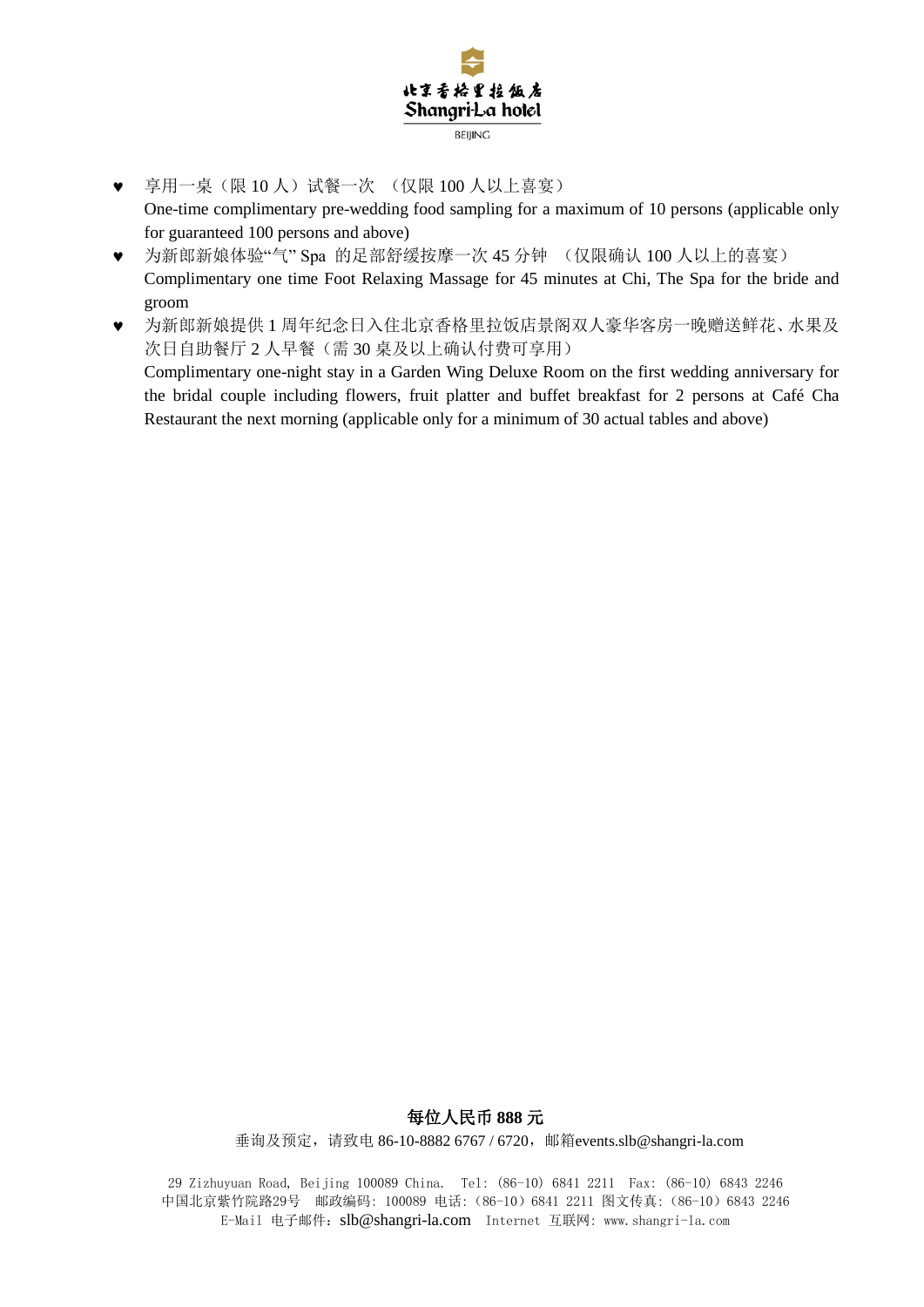- 享用一桌（限 10 人）试餐一次 （仅限 100 人以上喜宴）
  One-time complimentary pre-wedding food sampling for a maximum of 10 persons (applicable only for guaranteed 100 persons and above)
- 为新郎新娘体验"气" Spa 的足部舒缓按摩一次 45 分钟 （仅限确认 100 人以上的喜宴）
  Complimentary one time Foot Relaxing Massage for 45 minutes at Chi, The Spa for the bride and groom
- 为新郎新娘提供 1 周年纪念日入住北京香格里拉饭店景阁双人豪华客房一晚赠送鲜花、水果及次日自助餐厅 2 人早餐（需 30 桌及以上确认付费可享用）
  Complimentary one-night stay in a Garden Wing Deluxe Room on the first wedding anniversary for the bridal couple including flowers, fruit platter and buffet breakfast for 2 persons at Café Cha Restaurant the next morning (applicable only for a minimum of 30 actual tables and above)

**每位人民币 888 元**

垂询及预定，请致电 86-10-8882 6767 / 6720，邮箱events.slb@shangri-la.com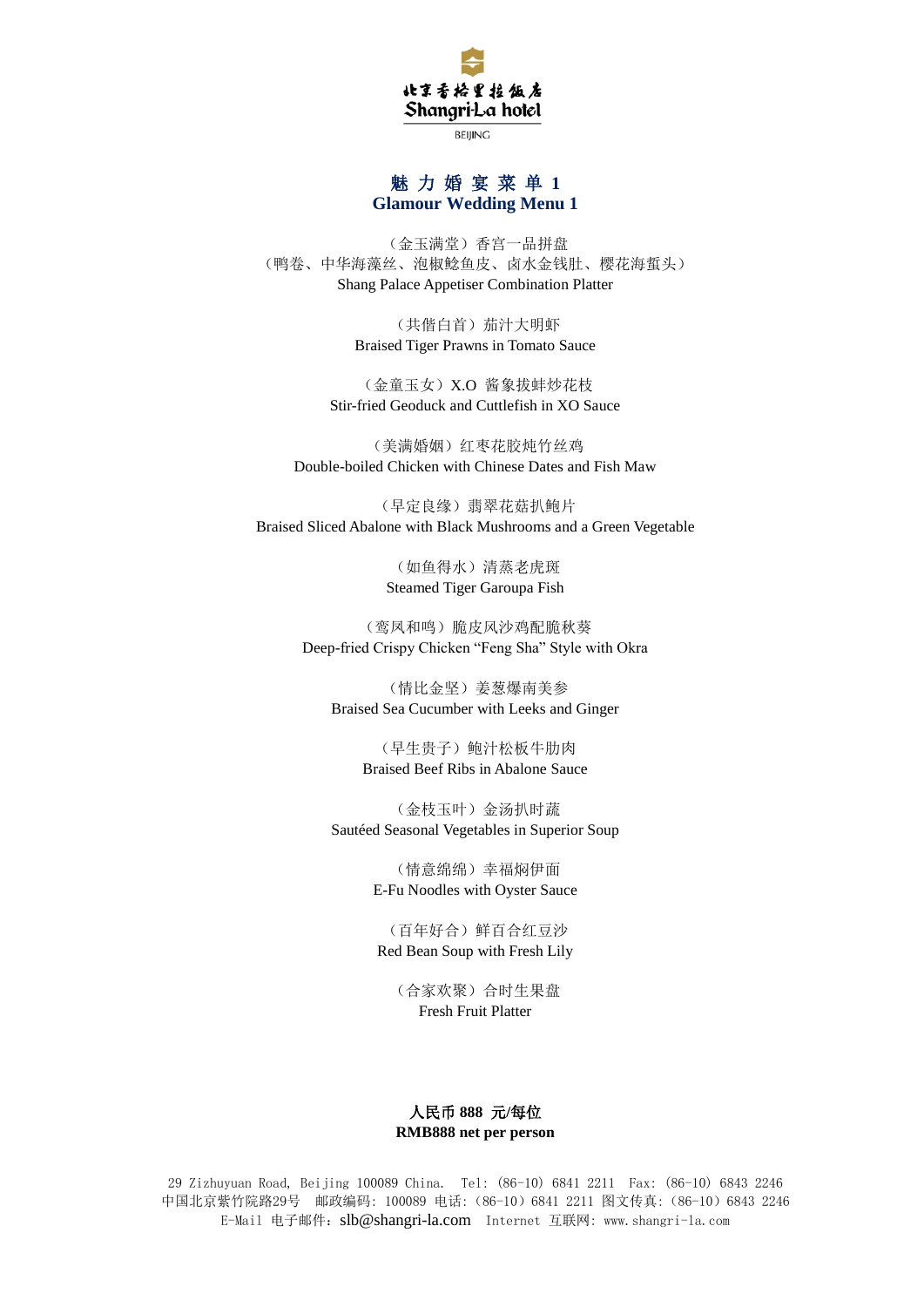北京香格里拉饭店
Shangri-La hotel
BEIJING

# 魅 力 婚 宴 菜 单 1
# Glamour Wedding Menu 1

（金玉满堂）香宫一品拼盘
（鸭卷、中华海藻丝、泡椒鲶鱼皮、卤水金钱肚、樱花海蜇头）
Shang Palace Appetiser Combination Platter

（共偕白首）茄汁大明虾
Braised Tiger Prawns in Tomato Sauce

（金童玉女）X.O 酱象拔蚌炒花枝
Stir-fried Geoduck and Cuttlefish in XO Sauce

（美满婚姻）红枣花胶炖竹丝鸡
Double-boiled Chicken with Chinese Dates and Fish Maw

（早定良缘）翡翠花菇扒鲍片
Braised Sliced Abalone with Black Mushrooms and a Green Vegetable

（如鱼得水）清蒸老虎斑
Steamed Tiger Garoupa Fish

（鸾凤和鸣）脆皮风沙鸡配脆秋葵
Deep-fried Crispy Chicken “Feng Sha” Style with Okra

（情比金坚）姜葱爆南美参
Braised Sea Cucumber with Leeks and Ginger

（早生贵子）鲍汁松板牛肋肉
Braised Beef Ribs in Abalone Sauce

（金枝玉叶）金汤扒时蔬
Sautéed Seasonal Vegetables in Superior Soup

（情意绵绵）幸福焖伊面
E-Fu Noodles with Oyster Sauce

（百年好合）鲜百合红豆沙
Red Bean Soup with Fresh Lily

（合家欢聚）合时生果盘
Fresh Fruit Platter

**人民币 888 元/每位**
**RMB888 net per person**

29 Zizhuyuan Road, Beijing 100089 China. Tel: (86-10) 6841 2211 Fax: (86-10) 6843 2246
中国北京紫竹院路29号 邮政编码: 100089 电话:（86-10）6841 2211 图文传真:（86-10）6843 2246
E-Mail 电子邮件：slb@shangri-la.com Internet 互联网: www.shangri-la.com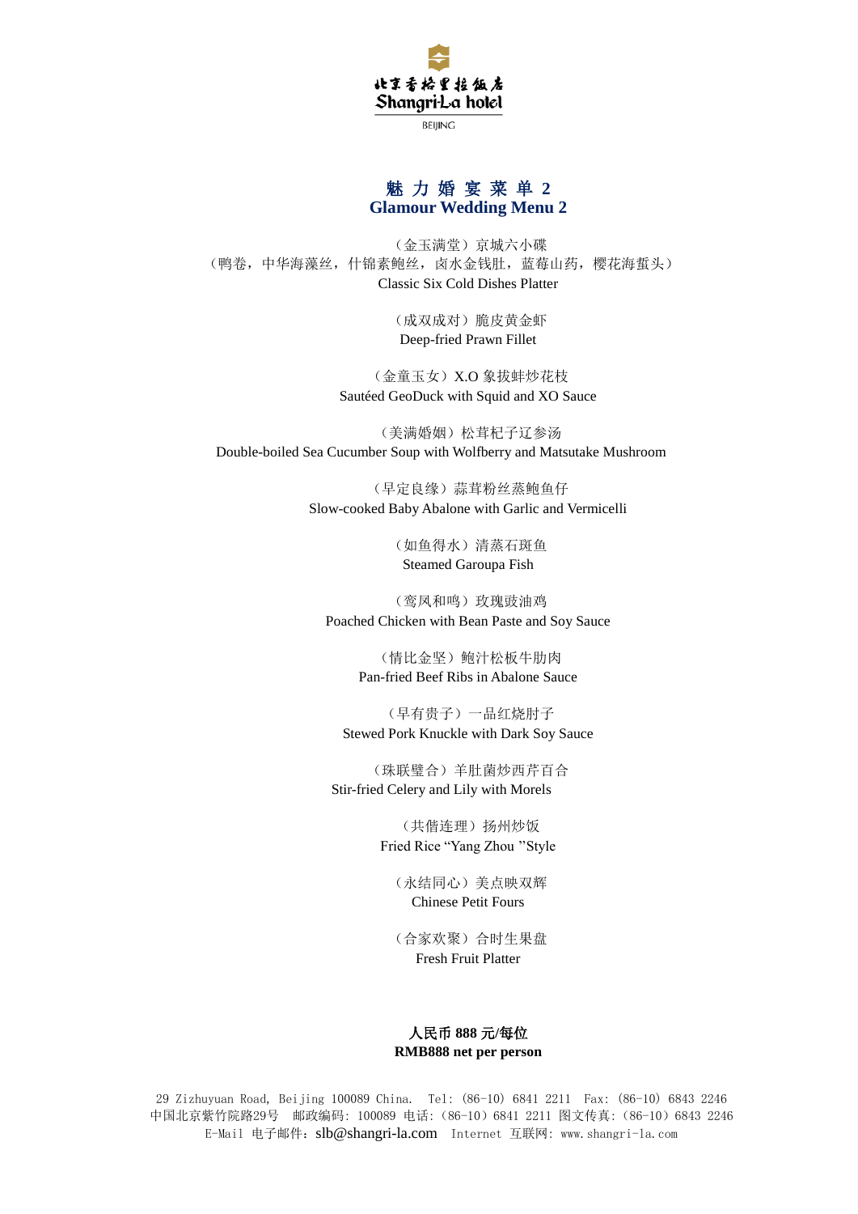北京香格里拉饭店
Shangri-La hotel
BEIJING

# 魅 力 婚 宴 菜 单 2
# Glamour Wedding Menu 2

（金玉满堂）京城六小碟
（鸭卷，中华海藻丝，什锦素鲍丝，卤水金钱肚，蓝莓山药，樱花海蜇头）
Classic Six Cold Dishes Platter

（成双成对）脆皮黄金虾
Deep-fried Prawn Fillet

（金童玉女）X.O 象拔蚌炒花枝
Sautéed GeoDuck with Squid and XO Sauce

（美满婚姻）松茸杞子辽参汤
Double-boiled Sea Cucumber Soup with Wolfberry and Matsutake Mushroom

（早定良缘）蒜茸粉丝蒸鲍鱼仔
Slow-cooked Baby Abalone with Garlic and Vermicelli

（如鱼得水）清蒸石斑鱼
Steamed Garoupa Fish

（鸾凤和鸣）玫瑰豉油鸡
Poached Chicken with Bean Paste and Soy Sauce

（情比金坚）鲍汁松板牛肋肉
Pan-fried Beef Ribs in Abalone Sauce

（早有贵子）一品红烧肘子
Stewed Pork Knuckle with Dark Soy Sauce

（珠联璧合）羊肚菌炒西芹百合
Stir-fried Celery and Lily with Morels

（共偕连理）扬州炒饭
Fried Rice “Yang Zhou ”Style

（永结同心）美点映双辉
Chinese Petit Fours

（合家欢聚）合时生果盘
Fresh Fruit Platter

**人民币 888 元/每位**
**RMB888 net per person**

29 Zizhuyuan Road, Beijing 100089 China. Tel: (86-10) 6841 2211 Fax: (86-10) 6843 2246
中国北京紫竹院路29号 邮政编码: 100089 电话:（86-10）6841 2211 图文传真:（86-10）6843 2246
E-Mail 电子邮件: slb@shangri-la.com Internet 互联网: www.shangri-la.com